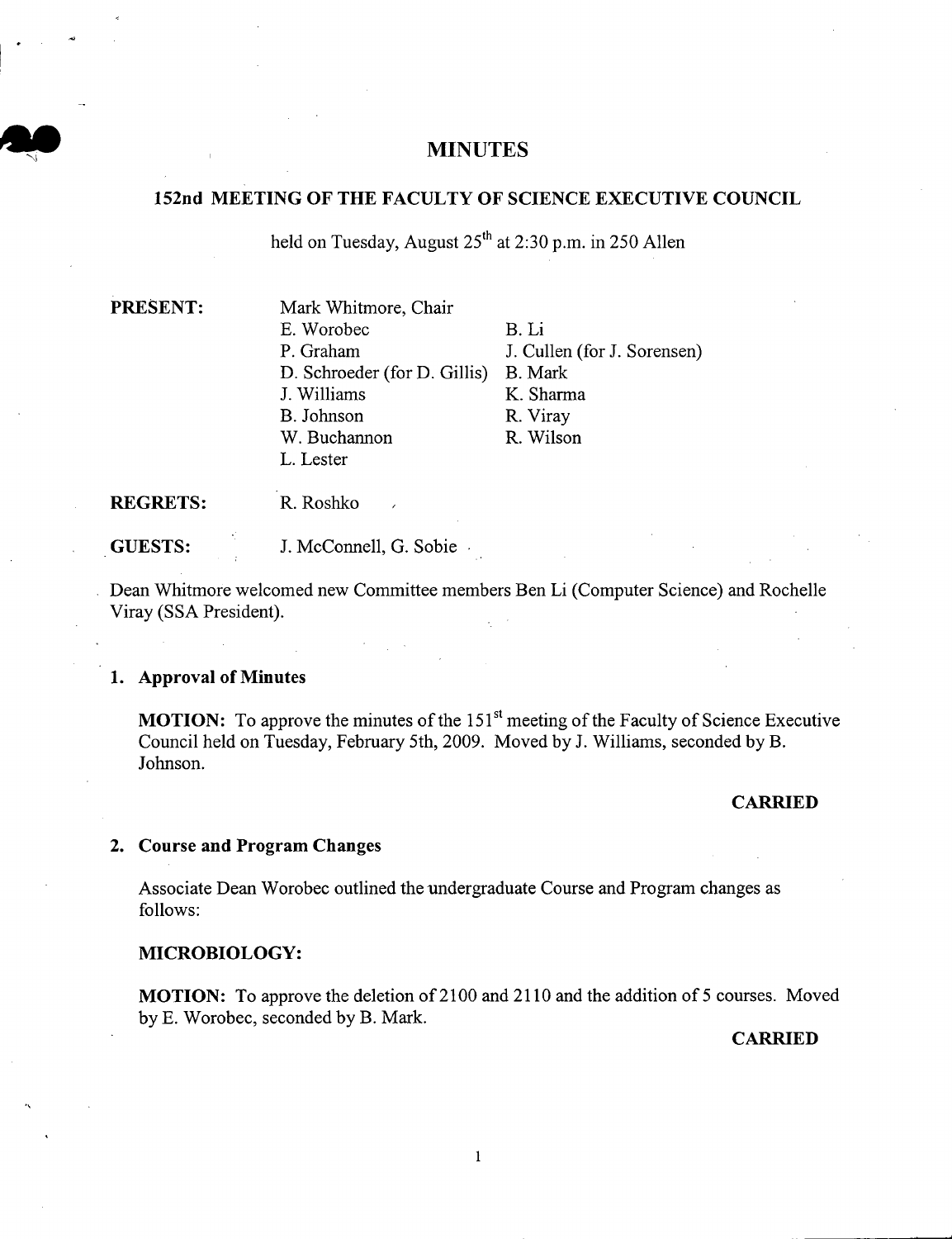# MINUTES

## 152nd MEETING OF THE FACULTY OF SCIENCE EXECUTIVE COUNCIL

held on Tuesday, August 25th at 2:30 p.m. in 250 Allen

**PRESENT:**

Mark Whitmore, Chair
E. Worobec
P. Graham
D. Schroeder (for D. Gillis)
J. Williams
B. Johnson
W. Buchannon
L. Lester
B. Li
J. Cullen (for J. Sorensen)
B. Mark
K. Sharma
R. Viray
R. Wilson

**REGRETS:** R. Roshko

**GUESTS:** J. McConnell, G. Sobie

Dean Whitmore welcomed new Committee members Ben Li (Computer Science) and Rochelle Viray (SSA President).

### 1. Approval of Minutes

**MOTION:** To approve the minutes of the 151st meeting of the Faculty of Science Executive Council held on Tuesday, February 5th, 2009. Moved by J. Williams, seconded by B. Johnson.

**CARRIED**

### 2. Course and Program Changes

Associate Dean Worobec outlined the undergraduate Course and Program changes as follows:

**MICROBIOLOGY:**

**MOTION:** To approve the deletion of 2100 and 2110 and the addition of 5 courses. Moved by E. Worobec, seconded by B. Mark.

**CARRIED**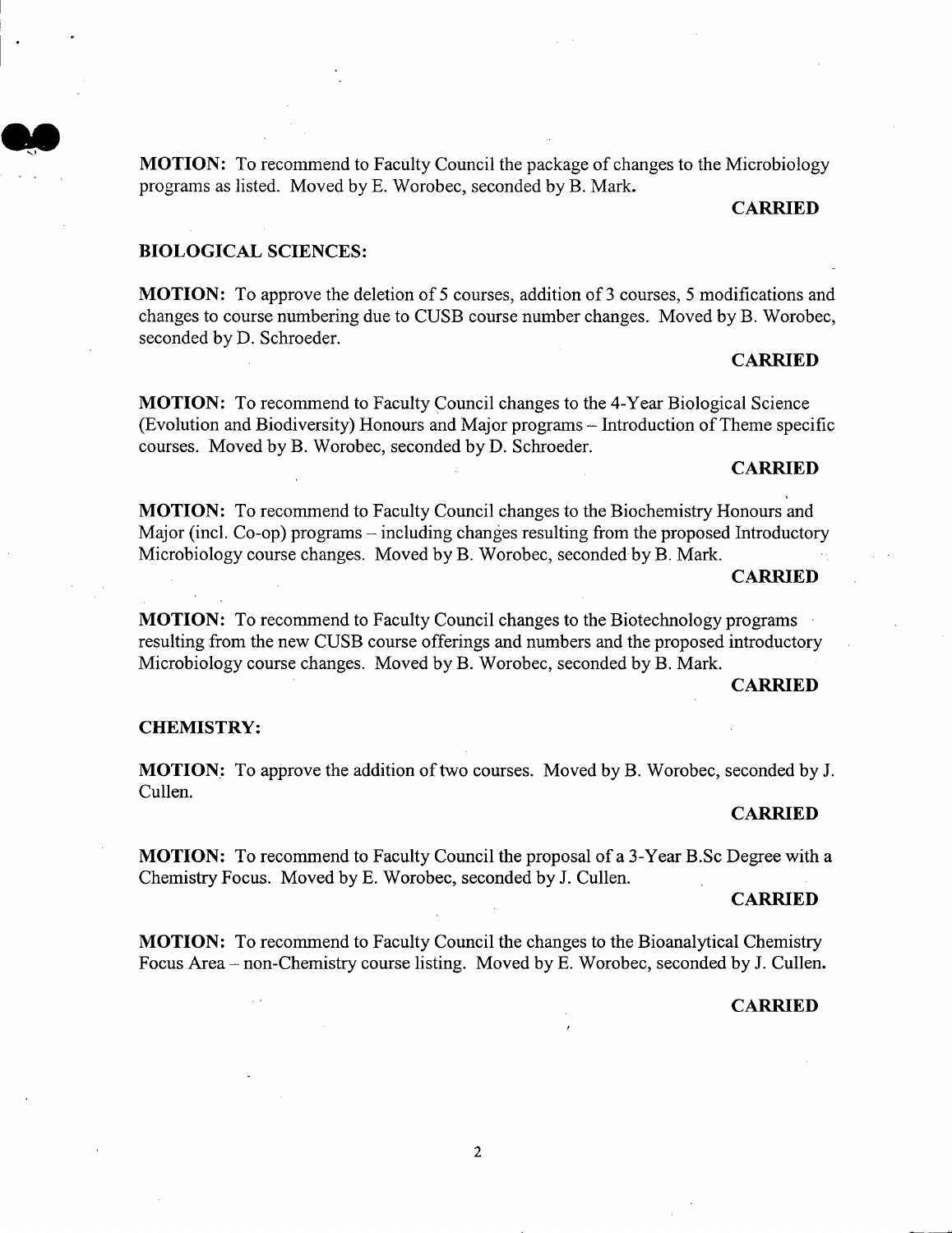**MOTION:** To recommend to Faculty Council the package of changes to the Microbiology programs as listed. Moved by E. Worobec, seconded by B. Mark.

**CARRIED**

**BIOLOGICAL SCIENCES:**

**MOTION:** To approve the deletion of 5 courses, addition of 3 courses, 5 modifications and changes to course numbering due to CUSB course number changes. Moved by B. Worobec, seconded by D. Schroeder.

**CARRIED**

**MOTION:** To recommend to Faculty Council changes to the 4-Year Biological Science (Evolution and Biodiversity) Honours and Major programs – Introduction of Theme specific courses. Moved by B. Worobec, seconded by D. Schroeder.

**CARRIED**

**MOTION:** To recommend to Faculty Council changes to the Biochemistry Honours and Major (incl. Co-op) programs – including changes resulting from the proposed Introductory Microbiology course changes. Moved by B. Worobec, seconded by B. Mark.

**CARRIED**

**MOTION:** To recommend to Faculty Council changes to the Biotechnology programs resulting from the new CUSB course offerings and numbers and the proposed introductory Microbiology course changes. Moved by B. Worobec, seconded by B. Mark.

**CARRIED**

**CHEMISTRY:**

**MOTION:** To approve the addition of two courses. Moved by B. Worobec, seconded by J. Cullen.

**CARRIED**

**MOTION:** To recommend to Faculty Council the proposal of a 3-Year B.Sc Degree with a Chemistry Focus. Moved by E. Worobec, seconded by J. Cullen.

**CARRIED**

**MOTION:** To recommend to Faculty Council the changes to the Bioanalytical Chemistry Focus Area – non-Chemistry course listing. Moved by E. Worobec, seconded by J. Cullen.

**CARRIED**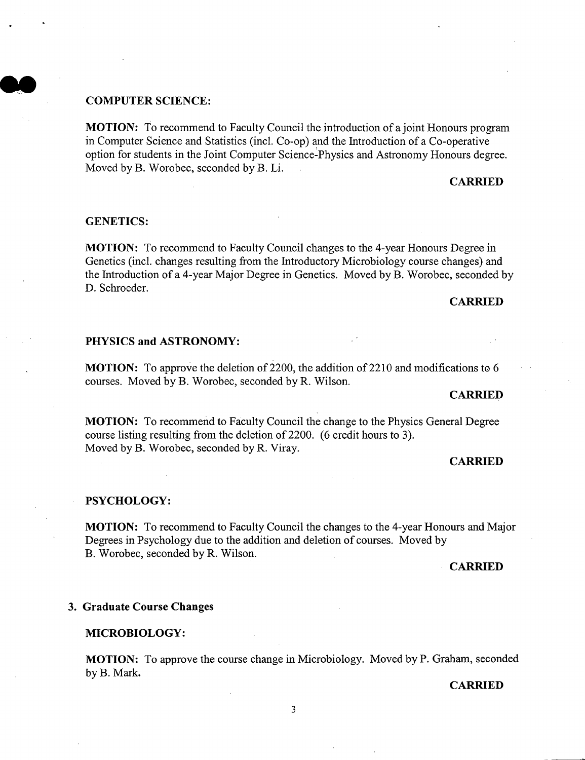### COMPUTER SCIENCE:

**MOTION:** To recommend to Faculty Council the introduction of a joint Honours program in Computer Science and Statistics (incl. Co-op) and the Introduction of a Co-operative option for students in the Joint Computer Science-Physics and Astronomy Honours degree. Moved by B. Worobec, seconded by B. Li.

**CARRIED**

### GENETICS:

**MOTION:** To recommend to Faculty Council changes to the 4-year Honours Degree in Genetics (incl. changes resulting from the Introductory Microbiology course changes) and the Introduction of a 4-year Major Degree in Genetics. Moved by B. Worobec, seconded by D. Schroeder.

**CARRIED**

### PHYSICS and ASTRONOMY:

**MOTION:** To approve the deletion of 2200, the addition of 2210 and modifications to 6 courses. Moved by B. Worobec, seconded by R. Wilson.

**CARRIED**

**MOTION:** To recommend to Faculty Council the change to the Physics General Degree course listing resulting from the deletion of 2200. (6 credit hours to 3). Moved by B. Worobec, seconded by R. Viray.

**CARRIED**

### PSYCHOLOGY:

**MOTION:** To recommend to Faculty Council the changes to the 4-year Honours and Major Degrees in Psychology due to the addition and deletion of courses. Moved by B. Worobec, seconded by R. Wilson.

**CARRIED**

## 3. Graduate Course Changes

### MICROBIOLOGY:

**MOTION:** To approve the course change in Microbiology. Moved by P. Graham, seconded by B. Mark.

**CARRIED**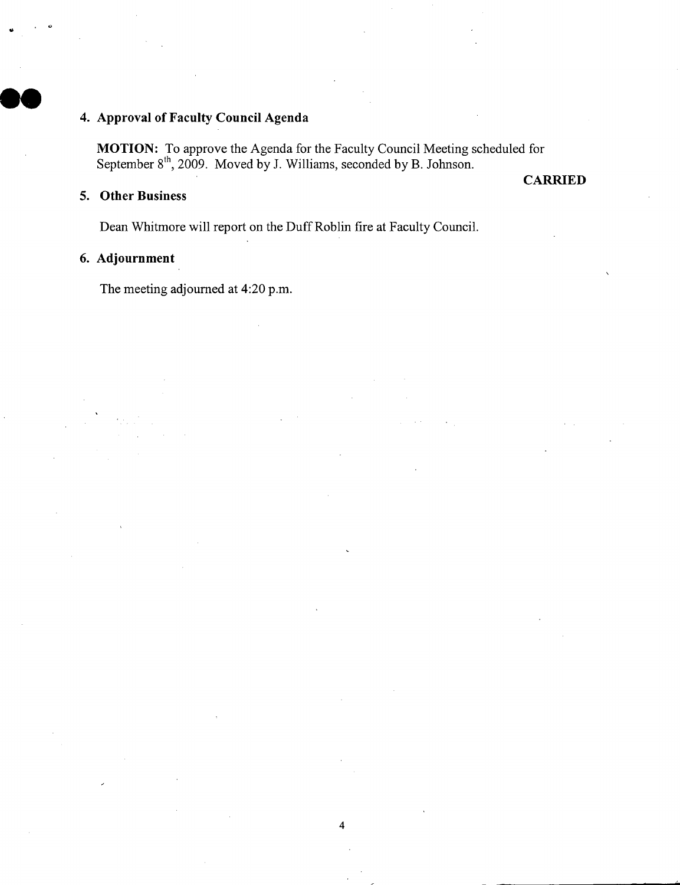## 4. Approval of Faculty Council Agenda

**MOTION:** To approve the Agenda for the Faculty Council Meeting scheduled for September 8th, 2009. Moved by J. Williams, seconded by B. Johnson.

**CARRIED**

## 5. Other Business

Dean Whitmore will report on the Duff Roblin fire at Faculty Council.

## 6. Adjournment

The meeting adjourned at 4:20 p.m.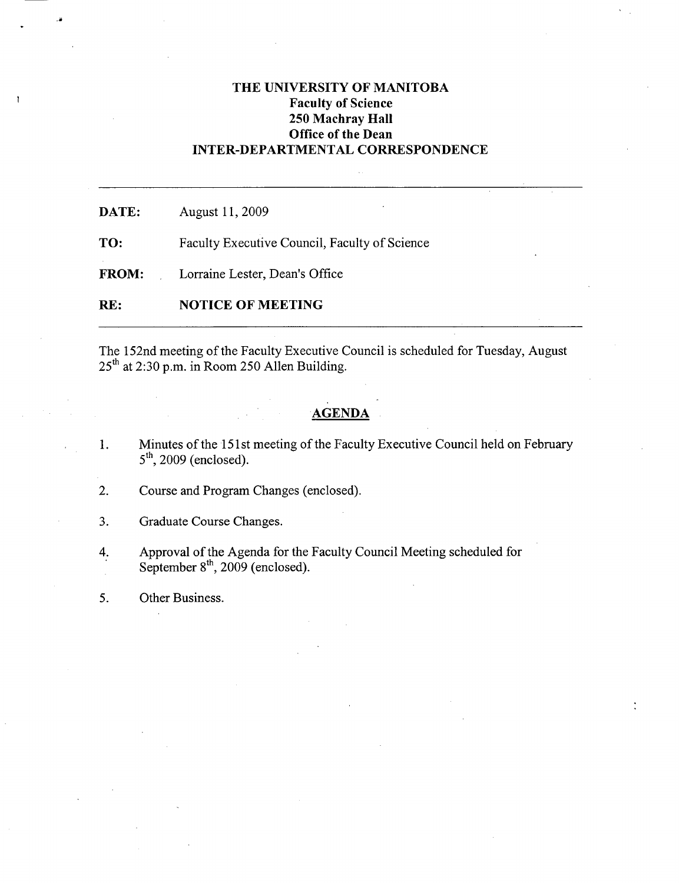**THE UNIVERSITY OF MANITOBA**
**Faculty of Science**
**250 Machray Hall**
**Office of the Dean**
**INTER-DEPARTMENTAL CORRESPONDENCE**

---

**DATE:** August 11, 2009

**TO:** Faculty Executive Council, Faculty of Science

**FROM:** Lorraine Lester, Dean's Office

**RE:** **NOTICE OF MEETING**

---

The 152nd meeting of the Faculty Executive Council is scheduled for Tuesday, August 25th at 2:30 p.m. in Room 250 Allen Building.

## AGENDA

1. Minutes of the 151st meeting of the Faculty Executive Council held on February 5th, 2009 (enclosed).
2. Course and Program Changes (enclosed).
3. Graduate Course Changes.
4. Approval of the Agenda for the Faculty Council Meeting scheduled for September 8th, 2009 (enclosed).
5. Other Business.